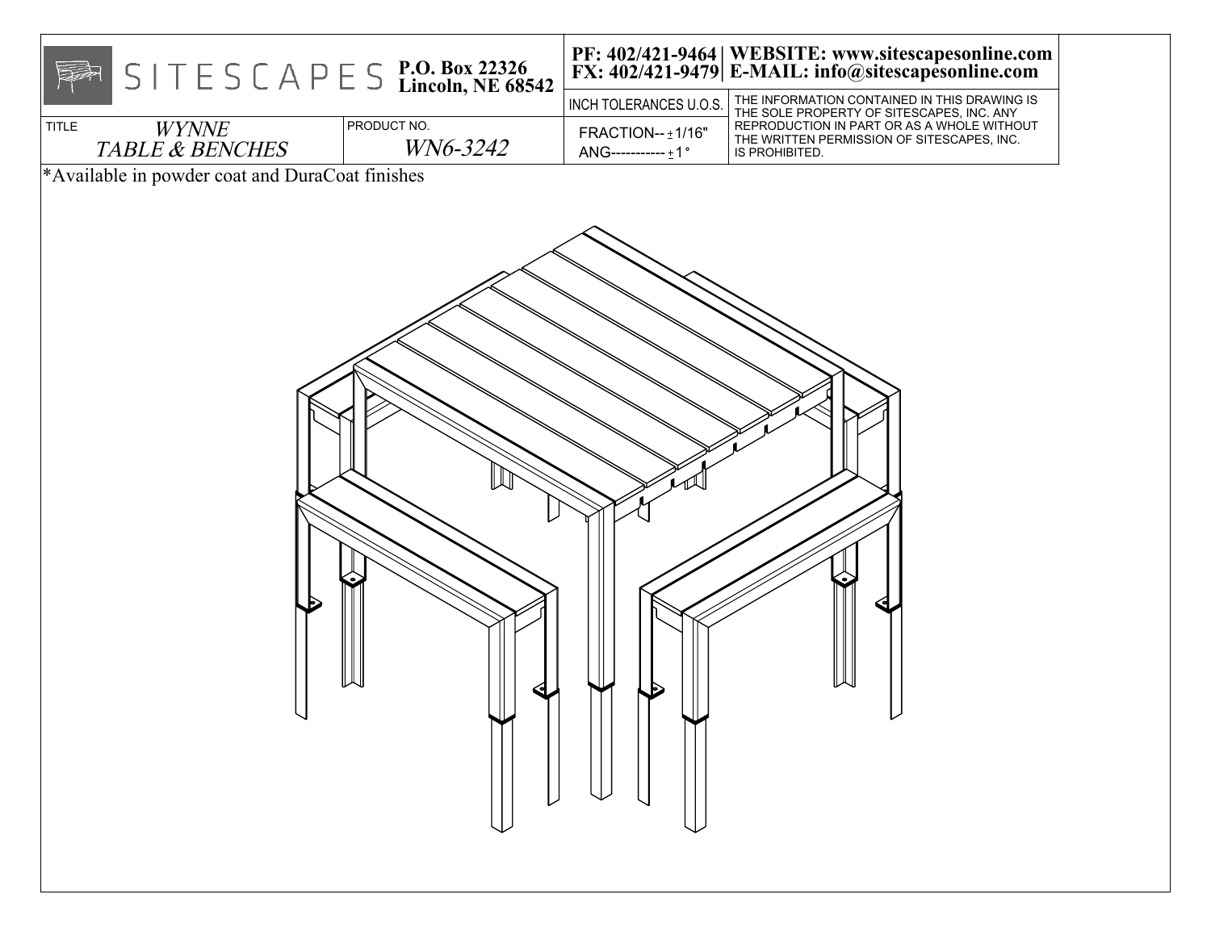| SITESCAPES | P.O. Box 22326 Lincoln, NE 68542 | PF: 402/421-9464 FX: 402/421-9479 | WEBSITE: www.sitescapesonline.com E-MAIL: info@sitescapesonline.com |
|---|---|---|---|
| TITLE *WYNNE TABLE & BENCHES* | PRODUCT NO. *WN6-3242* | INCH TOLERANCES U.O.S. FRACTION-- ± 1/16" ANG----------- ± 1° | THE INFORMATION CONTAINED IN THIS DRAWING IS THE SOLE PROPERTY OF SITESCAPES, INC. ANY REPRODUCTION IN PART OR AS A WHOLE WITHOUT THE WRITTEN PERMISSION OF SITESCAPES, INC. IS PROHIBITED. |

*Available in powder coat and DuraCoat finishes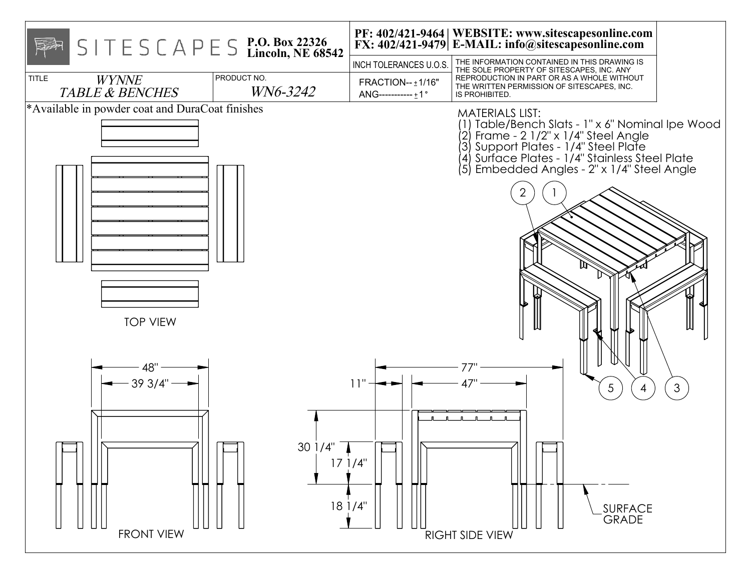SITESCAPES P.O. Box 22326 Lincoln, NE 68542

PF: 402/421-9464 | WEBSITE: www.sitescapesonline.com
FX: 402/421-9479 | E-MAIL: info@sitescapesonline.com

| | | | |
|---|---|---|---|
| TITLE *WYNNE TABLE & BENCHES* | PRODUCT NO. *WN6-3242* | INCH TOLERANCES U.O.S. FRACTION-- ± 1/16" ANG----------- ± 1° | THE INFORMATION CONTAINED IN THIS DRAWING IS THE SOLE PROPERTY OF SITESCAPES, INC. ANY REPRODUCTION IN PART OR AS A WHOLE WITHOUT THE WRITTEN PERMISSION OF SITESCAPES, INC. IS PROHIBITED. |

*Available in powder coat and DuraCoat finishes

MATERIALS LIST:
(1) Table/Bench Slats - 1" x 6" Nominal Ipe Wood
(2) Frame - 2 1/2" x 1/4" Steel Angle
(3) Support Plates - 1/4" Steel Plate
(4) Surface Plates - 1/4" Stainless Steel Plate
(5) Embedded Angles - 2" x 1/4" Steel Angle

TOP VIEW

FRONT VIEW

48"
39 3/4"

RIGHT SIDE VIEW

77"
11"
47"
30 1/4"
17 1/4"
18 1/4"
SURFACE GRADE